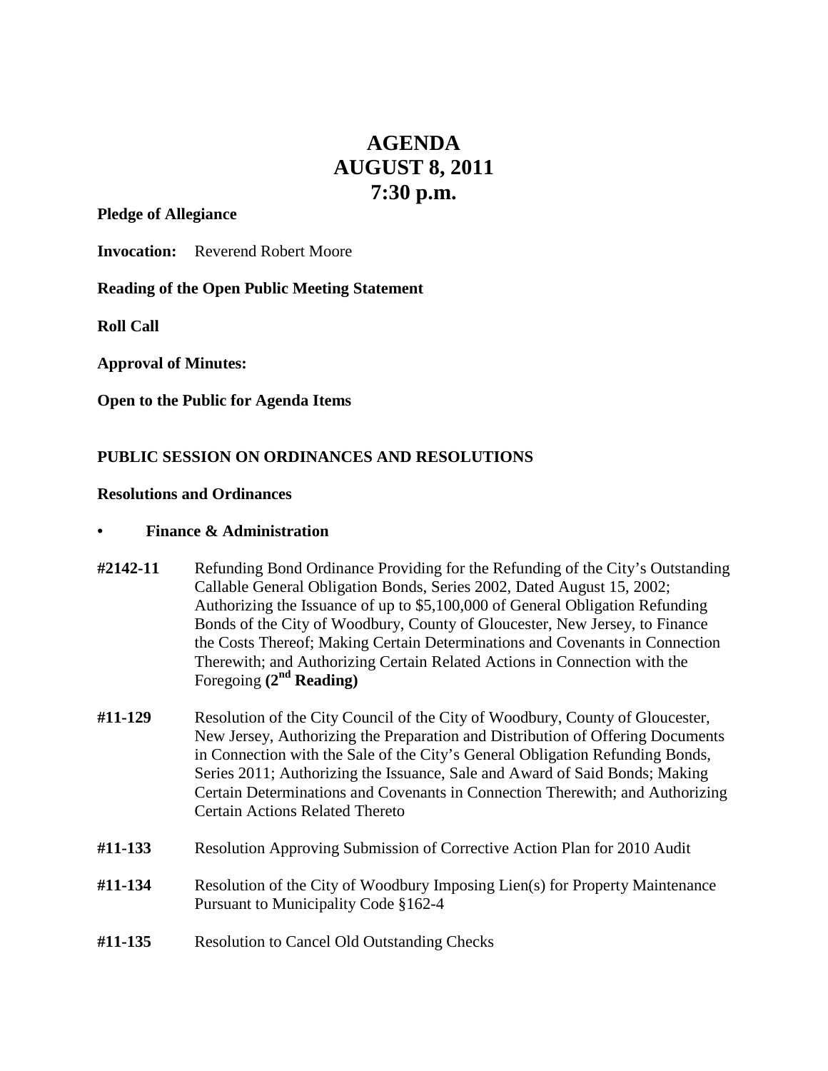# AGENDA
# AUGUST 8, 2011
# 7:30 p.m.

**Pledge of Allegiance**

**Invocation:** Reverend Robert Moore

**Reading of the Open Public Meeting Statement**

**Roll Call**

**Approval of Minutes:**

**Open to the Public for Agenda Items**

## PUBLIC SESSION ON ORDINANCES AND RESOLUTIONS

### Resolutions and Ordinances

- **Finance & Administration**

**#2142-11** Refunding Bond Ordinance Providing for the Refunding of the City's Outstanding Callable General Obligation Bonds, Series 2002, Dated August 15, 2002; Authorizing the Issuance of up to $5,100,000 of General Obligation Refunding Bonds of the City of Woodbury, County of Gloucester, New Jersey, to Finance the Costs Thereof; Making Certain Determinations and Covenants in Connection Therewith; and Authorizing Certain Related Actions in Connection with the Foregoing **(2nd Reading)**

**#11-129** Resolution of the City Council of the City of Woodbury, County of Gloucester, New Jersey, Authorizing the Preparation and Distribution of Offering Documents in Connection with the Sale of the City's General Obligation Refunding Bonds, Series 2011; Authorizing the Issuance, Sale and Award of Said Bonds; Making Certain Determinations and Covenants in Connection Therewith; and Authorizing Certain Actions Related Thereto

**#11-133** Resolution Approving Submission of Corrective Action Plan for 2010 Audit

**#11-134** Resolution of the City of Woodbury Imposing Lien(s) for Property Maintenance Pursuant to Municipality Code §162-4

**#11-135** Resolution to Cancel Old Outstanding Checks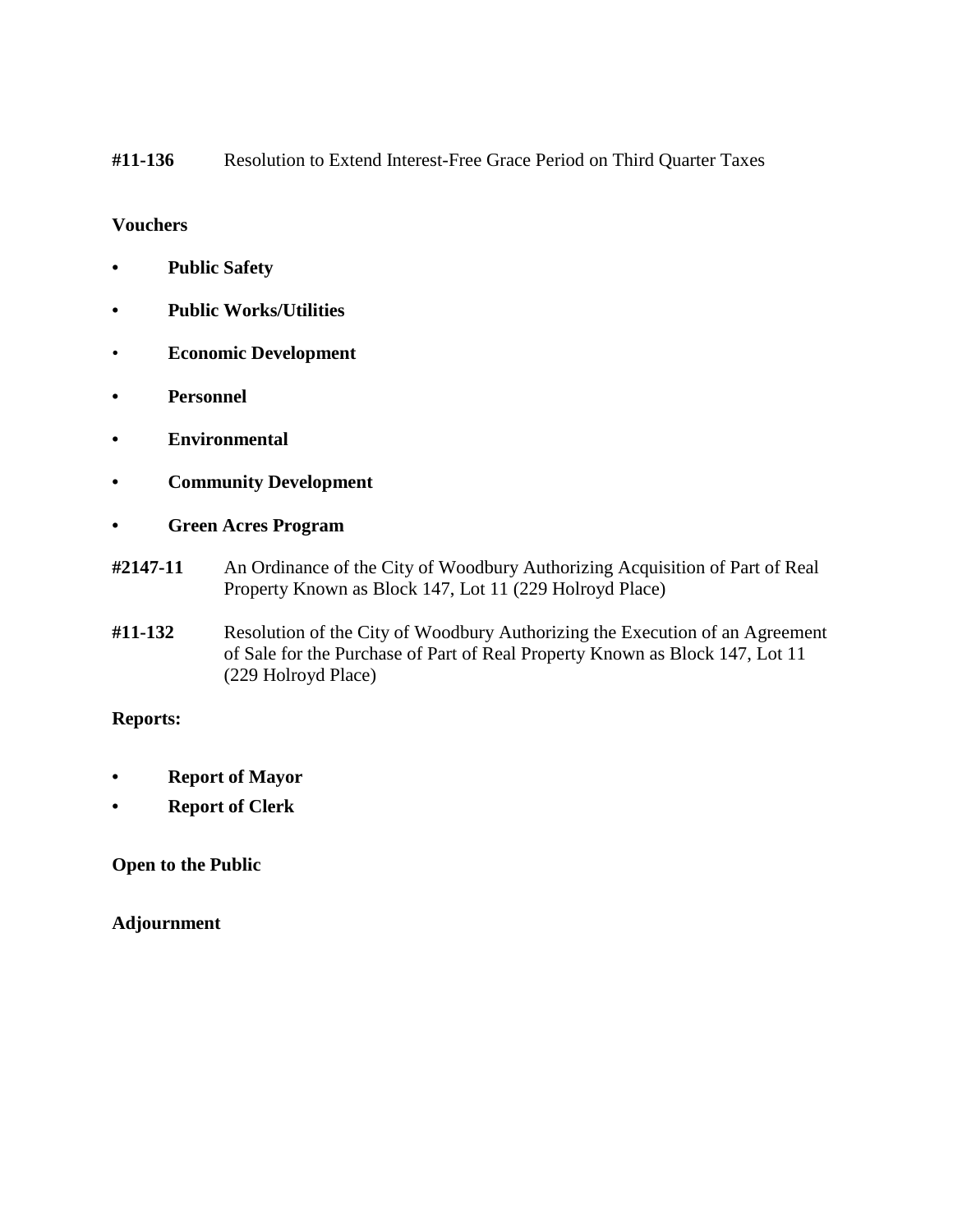**#11-136** Resolution to Extend Interest-Free Grace Period on Third Quarter Taxes

**Vouchers**

- **Public Safety**
- **Public Works/Utilities**
- **Economic Development**
- **Personnel**
- **Environmental**
- **Community Development**
- **Green Acres Program**

**#2147-11** An Ordinance of the City of Woodbury Authorizing Acquisition of Part of Real Property Known as Block 147, Lot 11 (229 Holroyd Place)

**#11-132** Resolution of the City of Woodbury Authorizing the Execution of an Agreement of Sale for the Purchase of Part of Real Property Known as Block 147, Lot 11 (229 Holroyd Place)

**Reports:**

- **Report of Mayor**
- **Report of Clerk**

**Open to the Public**

**Adjournment**